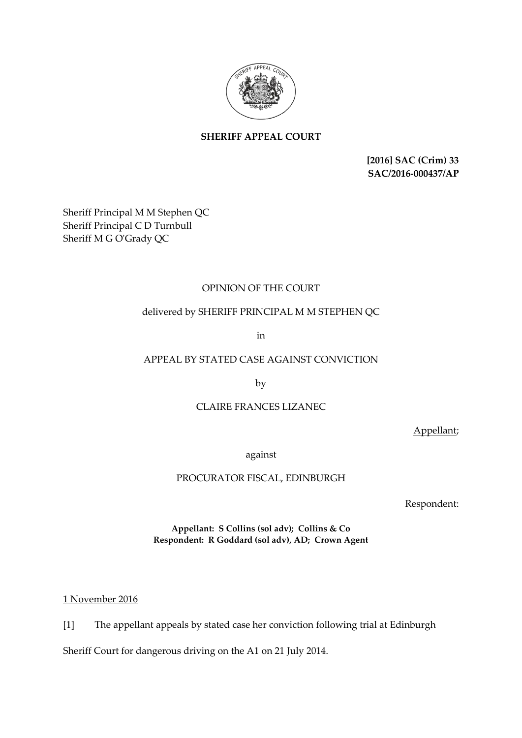**SHERIFF APPEAL COURT**

**[2016] SAC (Crim) 33**
**SAC/2016-000437/AP**

Sheriff Principal M M Stephen QC
Sheriff Principal C D Turnbull
Sheriff M G O'Grady QC

OPINION OF THE COURT

delivered by SHERIFF PRINCIPAL M M STEPHEN QC

in

APPEAL BY STATED CASE AGAINST CONVICTION

by

CLAIRE FRANCES LIZANEC

Appellant;

against

PROCURATOR FISCAL, EDINBURGH

Respondent:

**Appellant: S Collins (sol adv); Collins & Co**
**Respondent: R Goddard (sol adv), AD; Crown Agent**

1 November 2016

[1] The appellant appeals by stated case her conviction following trial at Edinburgh Sheriff Court for dangerous driving on the A1 on 21 July 2014.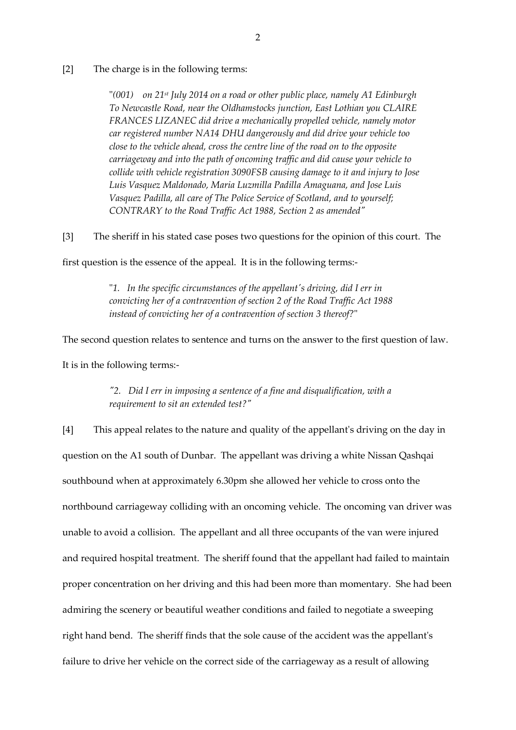[2] The charge is in the following terms:

> "*(001) on 21st July 2014 on a road or other public place, namely A1 Edinburgh To Newcastle Road, near the Oldhamstocks junction, East Lothian you CLAIRE FRANCES LIZANEC did drive a mechanically propelled vehicle, namely motor car registered number NA14 DHU dangerously and did drive your vehicle too close to the vehicle ahead, cross the centre line of the road on to the opposite carriageway and into the path of oncoming traffic and did cause your vehicle to collide with vehicle registration 3090FSB causing damage to it and injury to Jose Luis Vasquez Maldonado, Maria Luzmilla Padilla Amaguana, and Jose Luis Vasquez Padilla, all care of The Police Service of Scotland, and to yourself; CONTRARY to the Road Traffic Act 1988, Section 2 as amended"*

[3] The sheriff in his stated case poses two questions for the opinion of this court. The first question is the essence of the appeal. It is in the following terms:-

> "*1. In the specific circumstances of the appellant's driving, did I err in convicting her of a contravention of section 2 of the Road Traffic Act 1988 instead of convicting her of a contravention of section 3 thereof?*"

The second question relates to sentence and turns on the answer to the first question of law. It is in the following terms:-

> *"2. Did I err in imposing a sentence of a fine and disqualification, with a requirement to sit an extended test?"*

[4] This appeal relates to the nature and quality of the appellant's driving on the day in question on the A1 south of Dunbar. The appellant was driving a white Nissan Qashqai southbound when at approximately 6.30pm she allowed her vehicle to cross onto the northbound carriageway colliding with an oncoming vehicle. The oncoming van driver was unable to avoid a collision. The appellant and all three occupants of the van were injured and required hospital treatment. The sheriff found that the appellant had failed to maintain proper concentration on her driving and this had been more than momentary. She had been admiring the scenery or beautiful weather conditions and failed to negotiate a sweeping right hand bend. The sheriff finds that the sole cause of the accident was the appellant's failure to drive her vehicle on the correct side of the carriageway as a result of allowing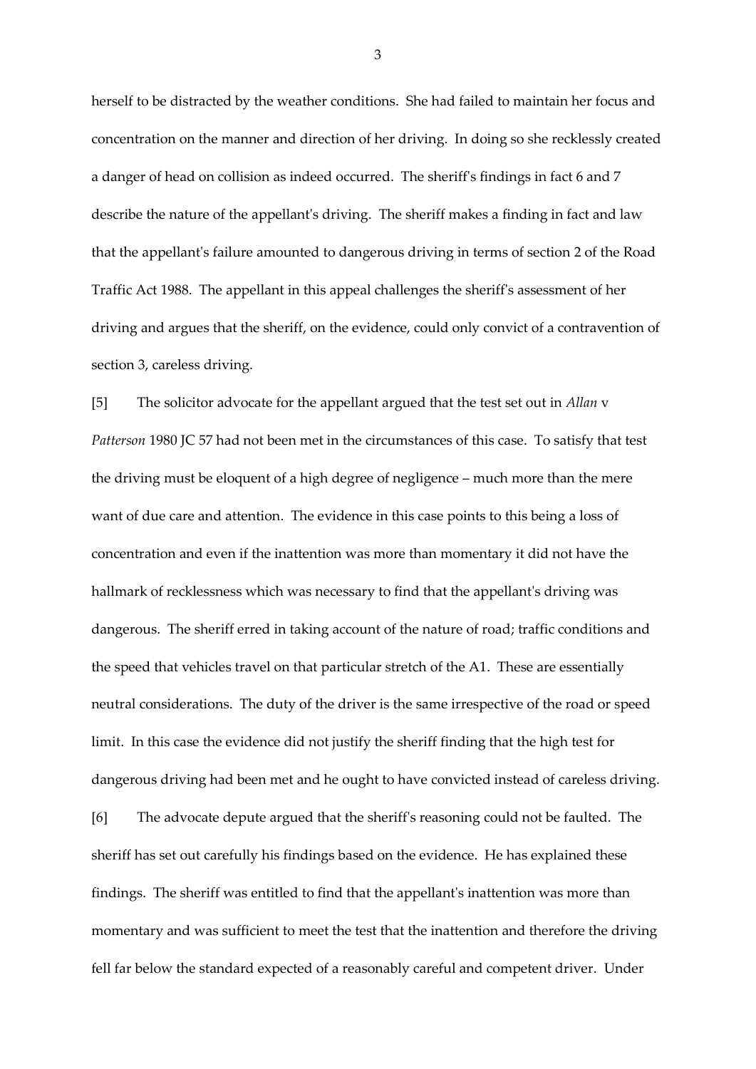herself to be distracted by the weather conditions. She had failed to maintain her focus and concentration on the manner and direction of her driving. In doing so she recklessly created a danger of head on collision as indeed occurred. The sheriff's findings in fact 6 and 7 describe the nature of the appellant's driving. The sheriff makes a finding in fact and law that the appellant's failure amounted to dangerous driving in terms of section 2 of the Road Traffic Act 1988. The appellant in this appeal challenges the sheriff's assessment of her driving and argues that the sheriff, on the evidence, could only convict of a contravention of section 3, careless driving.

[5] The solicitor advocate for the appellant argued that the test set out in *Allan* v *Patterson* 1980 JC 57 had not been met in the circumstances of this case. To satisfy that test the driving must be eloquent of a high degree of negligence – much more than the mere want of due care and attention. The evidence in this case points to this being a loss of concentration and even if the inattention was more than momentary it did not have the hallmark of recklessness which was necessary to find that the appellant's driving was dangerous. The sheriff erred in taking account of the nature of road; traffic conditions and the speed that vehicles travel on that particular stretch of the A1. These are essentially neutral considerations. The duty of the driver is the same irrespective of the road or speed limit. In this case the evidence did not justify the sheriff finding that the high test for dangerous driving had been met and he ought to have convicted instead of careless driving.

[6] The advocate depute argued that the sheriff's reasoning could not be faulted. The sheriff has set out carefully his findings based on the evidence. He has explained these findings. The sheriff was entitled to find that the appellant's inattention was more than momentary and was sufficient to meet the test that the inattention and therefore the driving fell far below the standard expected of a reasonably careful and competent driver. Under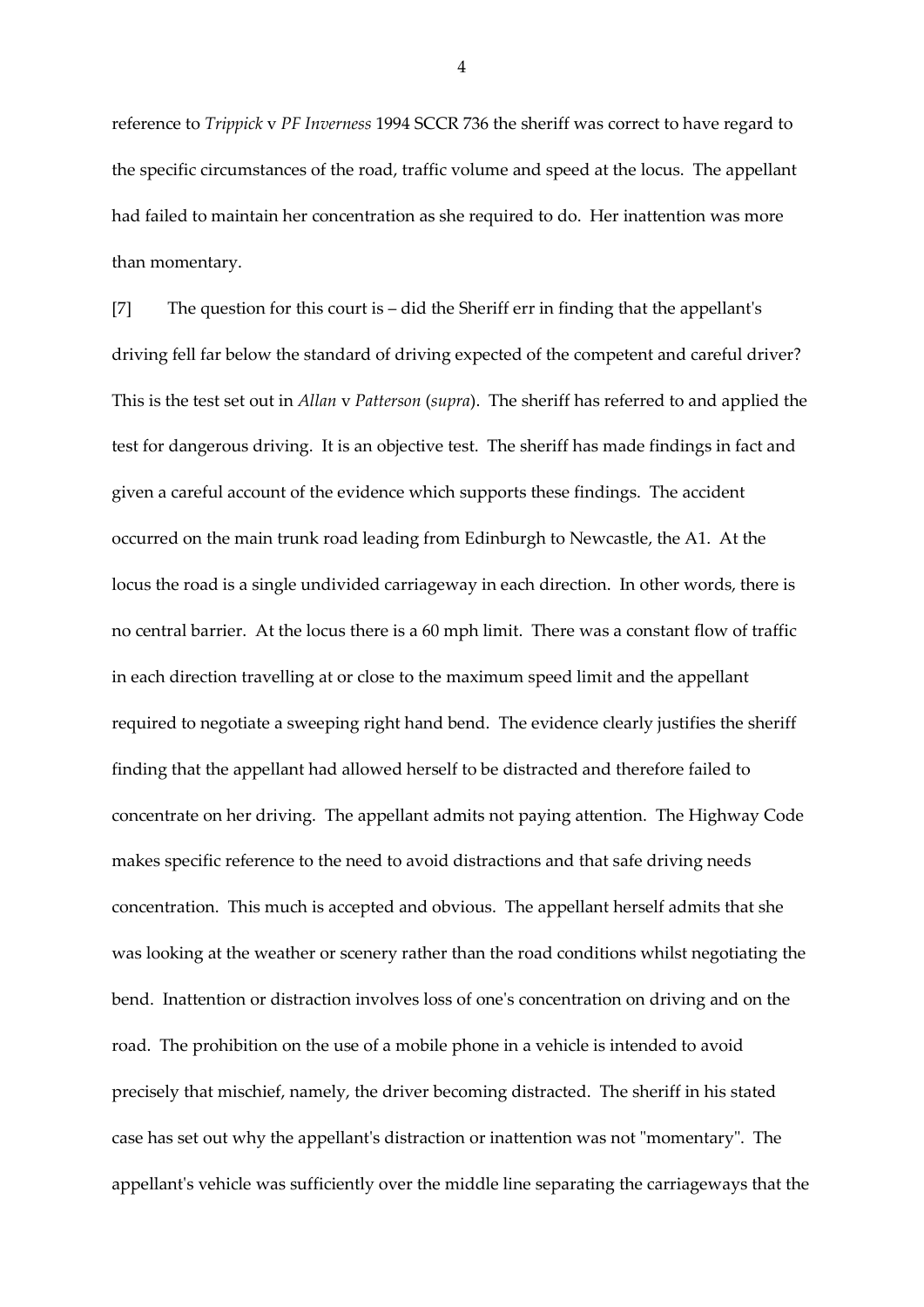reference to *Trippick* v *PF Inverness* 1994 SCCR 736 the sheriff was correct to have regard to the specific circumstances of the road, traffic volume and speed at the locus. The appellant had failed to maintain her concentration as she required to do. Her inattention was more than momentary.

[7] The question for this court is – did the Sheriff err in finding that the appellant's driving fell far below the standard of driving expected of the competent and careful driver? This is the test set out in *Allan* v *Patterson* (*supra*). The sheriff has referred to and applied the test for dangerous driving. It is an objective test. The sheriff has made findings in fact and given a careful account of the evidence which supports these findings. The accident occurred on the main trunk road leading from Edinburgh to Newcastle, the A1. At the locus the road is a single undivided carriageway in each direction. In other words, there is no central barrier. At the locus there is a 60 mph limit. There was a constant flow of traffic in each direction travelling at or close to the maximum speed limit and the appellant required to negotiate a sweeping right hand bend. The evidence clearly justifies the sheriff finding that the appellant had allowed herself to be distracted and therefore failed to concentrate on her driving. The appellant admits not paying attention. The Highway Code makes specific reference to the need to avoid distractions and that safe driving needs concentration. This much is accepted and obvious. The appellant herself admits that she was looking at the weather or scenery rather than the road conditions whilst negotiating the bend. Inattention or distraction involves loss of one's concentration on driving and on the road. The prohibition on the use of a mobile phone in a vehicle is intended to avoid precisely that mischief, namely, the driver becoming distracted. The sheriff in his stated case has set out why the appellant's distraction or inattention was not "momentary". The appellant's vehicle was sufficiently over the middle line separating the carriageways that the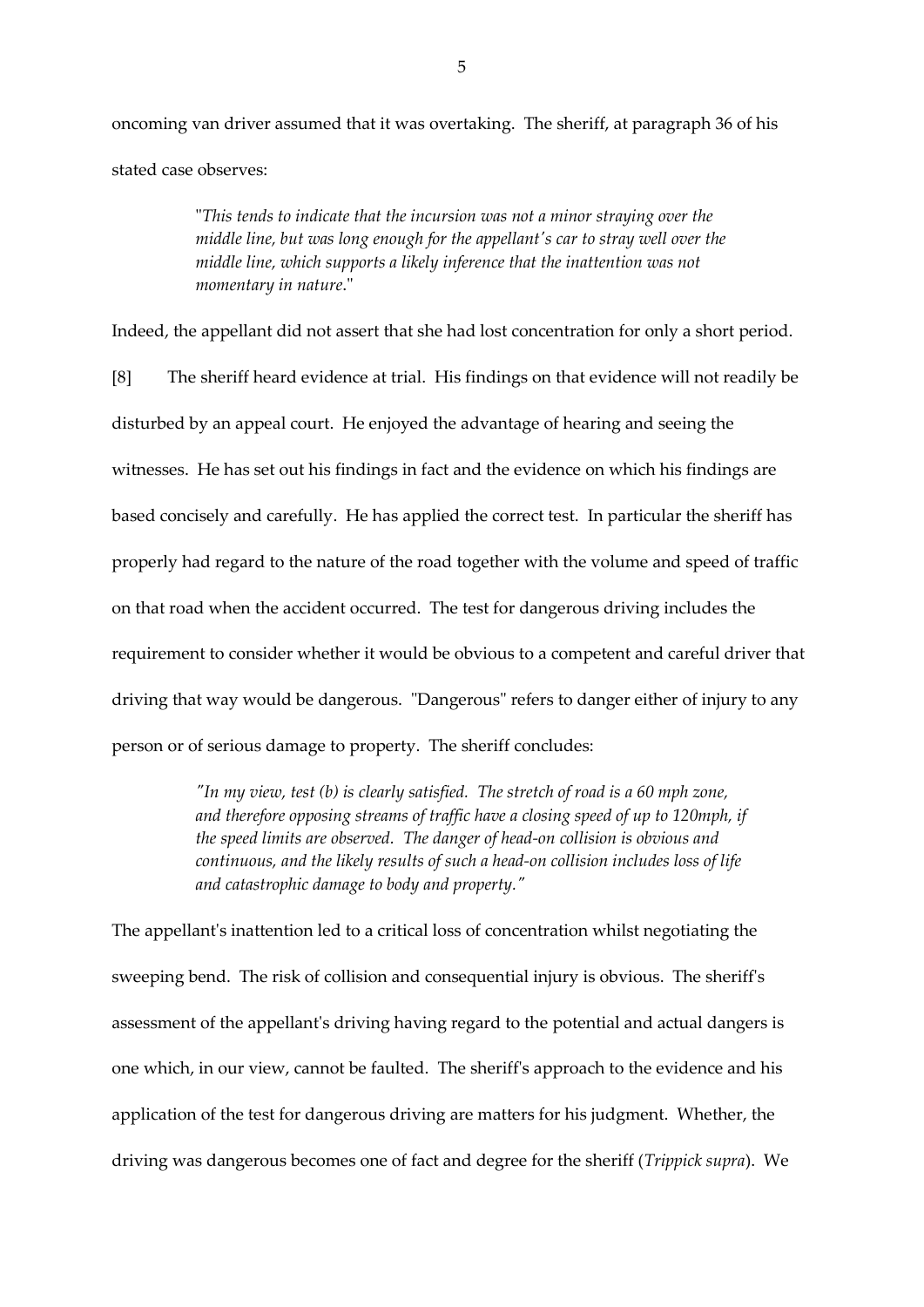oncoming van driver assumed that it was overtaking. The sheriff, at paragraph 36 of his stated case observes:

> "*This tends to indicate that the incursion was not a minor straying over the middle line, but was long enough for the appellant's car to stray well over the middle line, which supports a likely inference that the inattention was not momentary in nature*."

Indeed, the appellant did not assert that she had lost concentration for only a short period.

[8] The sheriff heard evidence at trial. His findings on that evidence will not readily be disturbed by an appeal court. He enjoyed the advantage of hearing and seeing the witnesses. He has set out his findings in fact and the evidence on which his findings are based concisely and carefully. He has applied the correct test. In particular the sheriff has properly had regard to the nature of the road together with the volume and speed of traffic on that road when the accident occurred. The test for dangerous driving includes the requirement to consider whether it would be obvious to a competent and careful driver that driving that way would be dangerous. "Dangerous" refers to danger either of injury to any person or of serious damage to property. The sheriff concludes:

> *"In my view, test (b) is clearly satisfied. The stretch of road is a 60 mph zone, and therefore opposing streams of traffic have a closing speed of up to 120mph, if the speed limits are observed. The danger of head-on collision is obvious and continuous, and the likely results of such a head-on collision includes loss of life and catastrophic damage to body and property."*

The appellant's inattention led to a critical loss of concentration whilst negotiating the sweeping bend. The risk of collision and consequential injury is obvious. The sheriff's assessment of the appellant's driving having regard to the potential and actual dangers is one which, in our view, cannot be faulted. The sheriff's approach to the evidence and his application of the test for dangerous driving are matters for his judgment. Whether, the driving was dangerous becomes one of fact and degree for the sheriff (*Trippick supra*). We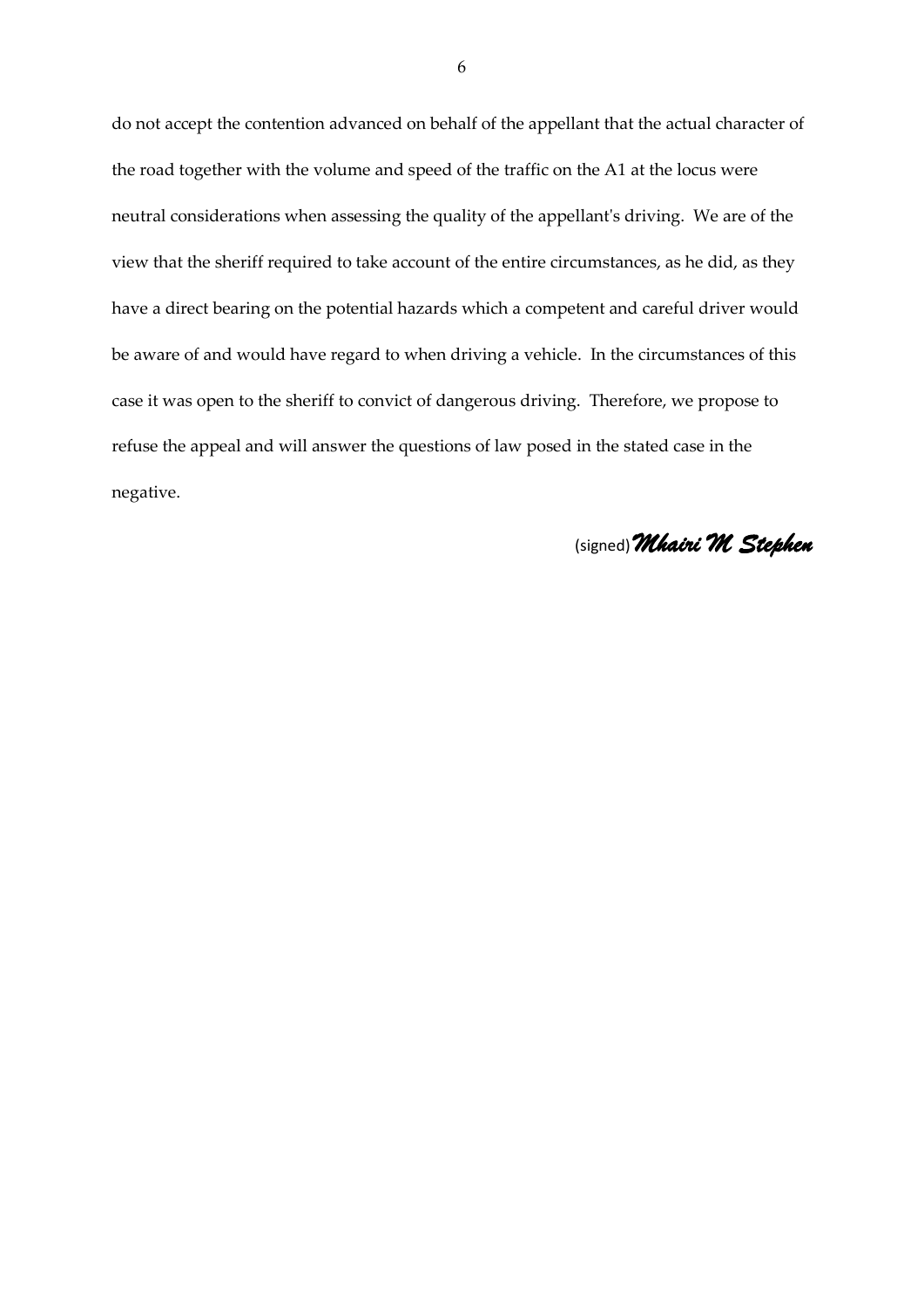do not accept the contention advanced on behalf of the appellant that the actual character of the road together with the volume and speed of the traffic on the A1 at the locus were neutral considerations when assessing the quality of the appellant's driving. We are of the view that the sheriff required to take account of the entire circumstances, as he did, as they have a direct bearing on the potential hazards which a competent and careful driver would be aware of and would have regard to when driving a vehicle. In the circumstances of this case it was open to the sheriff to convict of dangerous driving. Therefore, we propose to refuse the appeal and will answer the questions of law posed in the stated case in the negative.

(signed) *Mhairi M Stephen*